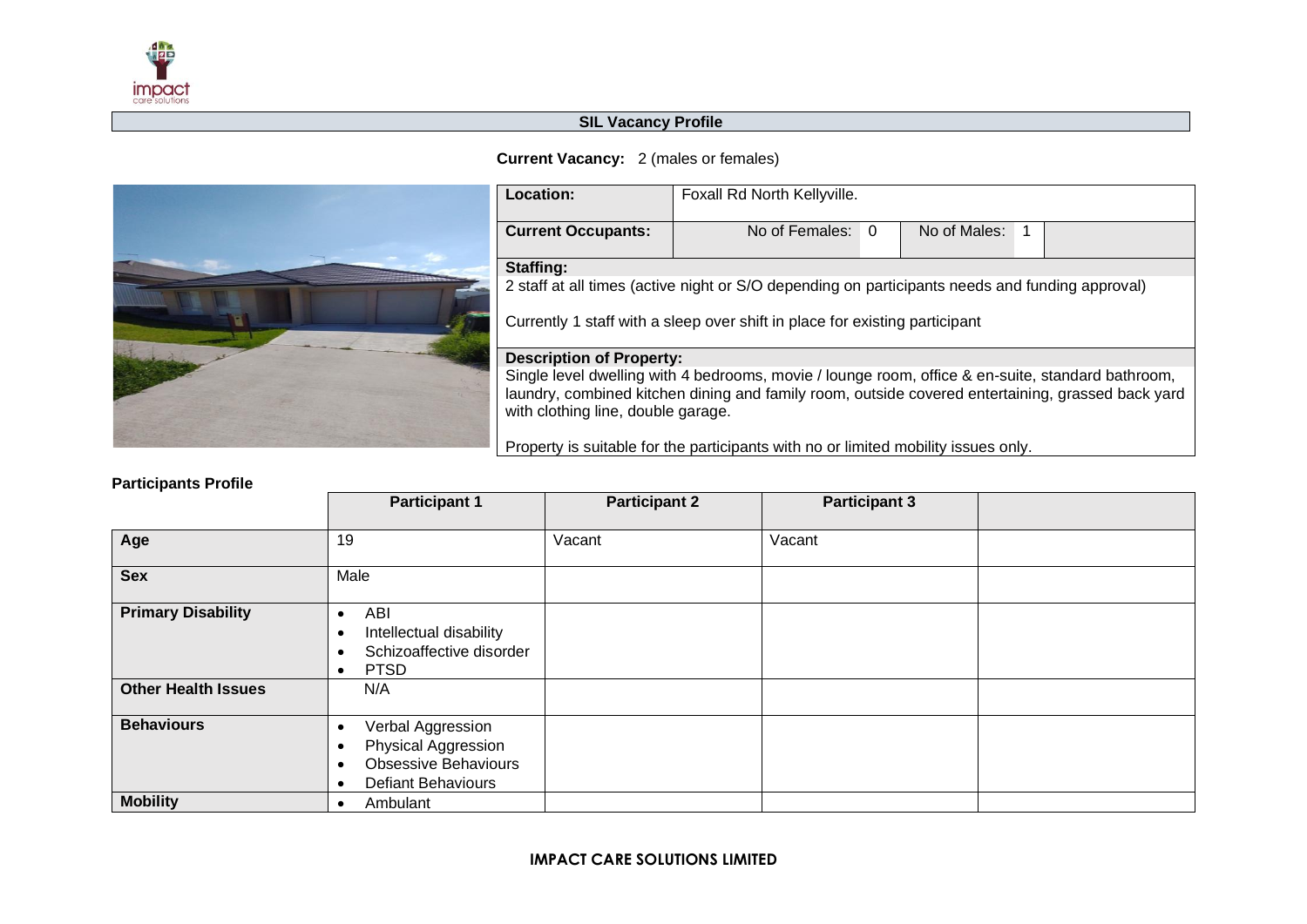## SIL Vacancy Profile

**Current Vacancy:** 2 (males or females)

| **Location:** | Foxall Rd North Kellyville. | | | |
|---|---|---|---|---|
| **Current Occupants:** | No of Females: | 0 | No of Males: | 1 |

**Staffing:**

2 staff at all times (active night or S/O depending on participants needs and funding approval)

Currently 1 staff with a sleep over shift in place for existing participant

**Description of Property:**

Single level dwelling with 4 bedrooms, movie / lounge room, office & en-suite, standard bathroom, laundry, combined kitchen dining and family room, outside covered entertaining, grassed back yard with clothing line, double garage.

Property is suitable for the participants with no or limited mobility issues only.

**Participants Profile**

| | **Participant 1** | **Participant 2** | **Participant 3** | |
|---|---|---|---|---|
| **Age** | 19 | Vacant | Vacant | |
| **Sex** | Male | | | |
| **Primary Disability** | • ABI<br>• Intellectual disability<br>• Schizoaffective disorder<br>• PTSD | | | |
| **Other Health Issues** | N/A | | | |
| **Behaviours** | • Verbal Aggression<br>• Physical Aggression<br>• Obsessive Behaviours<br>• Defiant Behaviours | | | |
| **Mobility** | • Ambulant | | | |

**IMPACT CARE SOLUTIONS LIMITED**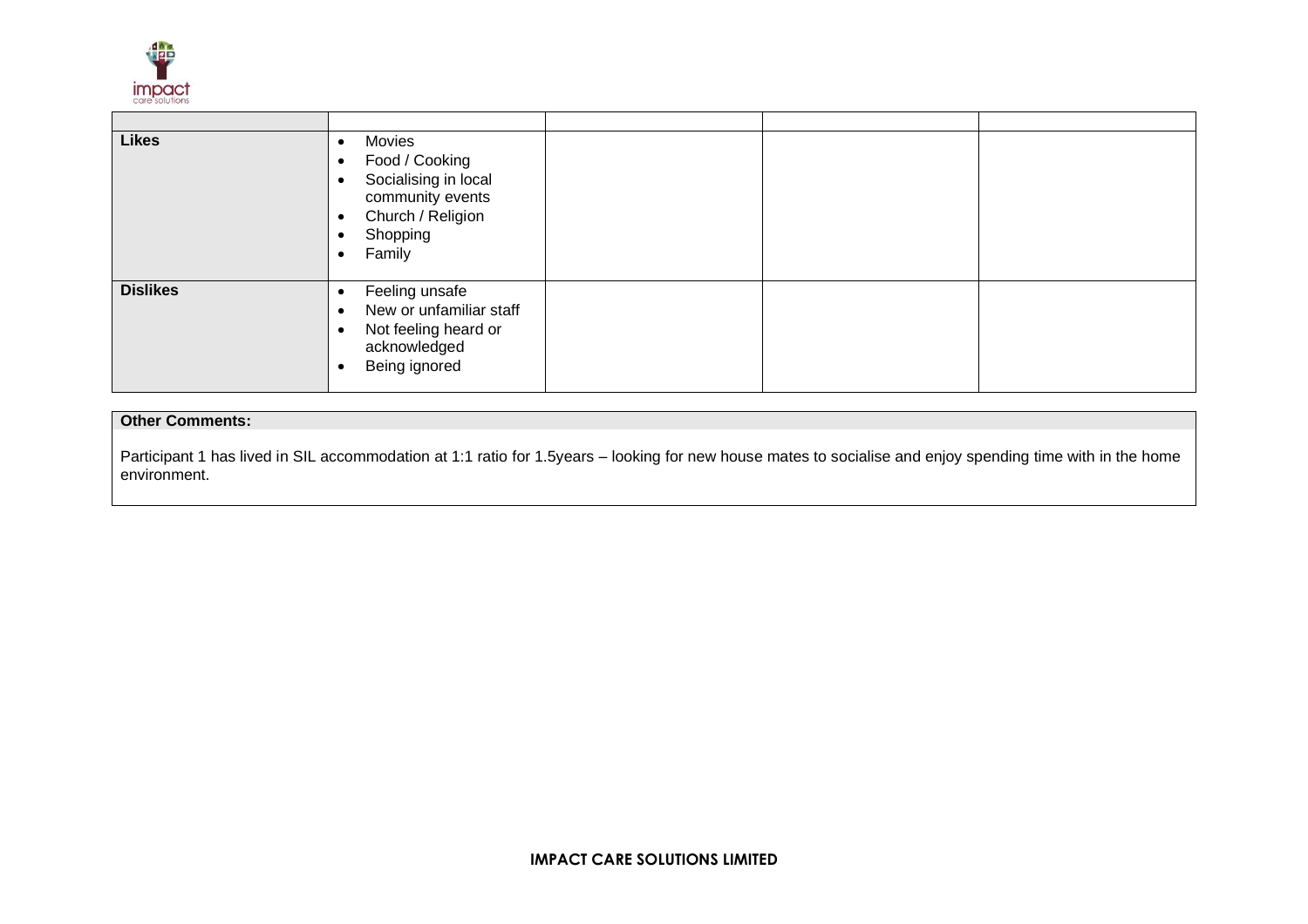| | | | | |
|---|---|---|---|---|
| **Likes** | • Movies<br>• Food / Cooking<br>• Socialising in local community events<br>• Church / Religion<br>• Shopping<br>• Family | | | |
| **Dislikes** | • Feeling unsafe<br>• New or unfamiliar staff<br>• Not feeling heard or acknowledged<br>• Being ignored | | | |

**Other Comments:**

Participant 1 has lived in SIL accommodation at 1:1 ratio for 1.5years – looking for new house mates to socialise and enjoy spending time with in the home environment.

**IMPACT CARE SOLUTIONS LIMITED**